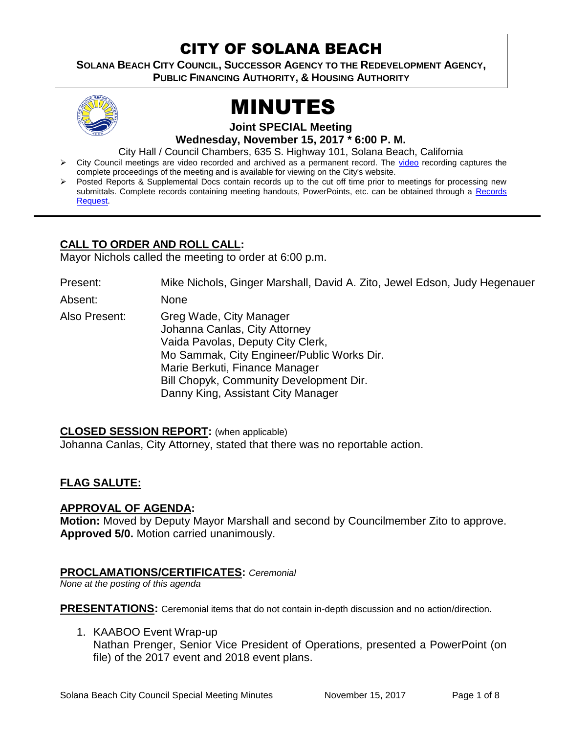# CITY OF SOLANA BEACH

**SOLANA BEACH CITY COUNCIL, SUCCESSOR AGENCY TO THE REDEVELOPMENT AGENCY, PUBLIC FINANCING AUTHORITY, & HOUSING AUTHORITY**

# MINUTES

**Joint SPECIAL Meeting**

**Wednesday, November 15, 2017 * 6:00 P. M.**

City Hall / Council Chambers, 635 S. Highway 101, Solana Beach, California

- City Council meetings are video recorded and archived as a permanent record. The video recording captures the complete proceedings of the meeting and is available for viewing on the City's website.
- Posted Reports & Supplemental Docs contain records up to the cut off time prior to meetings for processing new submittals. Complete records containing meeting handouts, PowerPoints, etc. can be obtained through a Records Request.

## CALL TO ORDER AND ROLL CALL:

Mayor Nichols called the meeting to order at 6:00 p.m.

| | |
|---|---|
| Present: | Mike Nichols, Ginger Marshall, David A. Zito, Jewel Edson, Judy Hegenauer |
| Absent: | None |
| Also Present: | Greg Wade, City Manager<br>Johanna Canlas, City Attorney<br>Vaida Pavolas, Deputy City Clerk,<br>Mo Sammak, City Engineer/Public Works Dir.<br>Marie Berkuti, Finance Manager<br>Bill Chopyk, Community Development Dir.<br>Danny King, Assistant City Manager |

## CLOSED SESSION REPORT: (when applicable)

Johanna Canlas, City Attorney, stated that there was no reportable action.

## FLAG SALUTE:

## APPROVAL OF AGENDA:

**Motion:** Moved by Deputy Mayor Marshall and second by Councilmember Zito to approve. **Approved 5/0.** Motion carried unanimously.

## PROCLAMATIONS/CERTIFICATES: *Ceremonial*

*None at the posting of this agenda*

## PRESENTATIONS: Ceremonial items that do not contain in-depth discussion and no action/direction.

1. KAABOO Event Wrap-up
   Nathan Prenger, Senior Vice President of Operations, presented a PowerPoint (on file) of the 2017 event and 2018 event plans.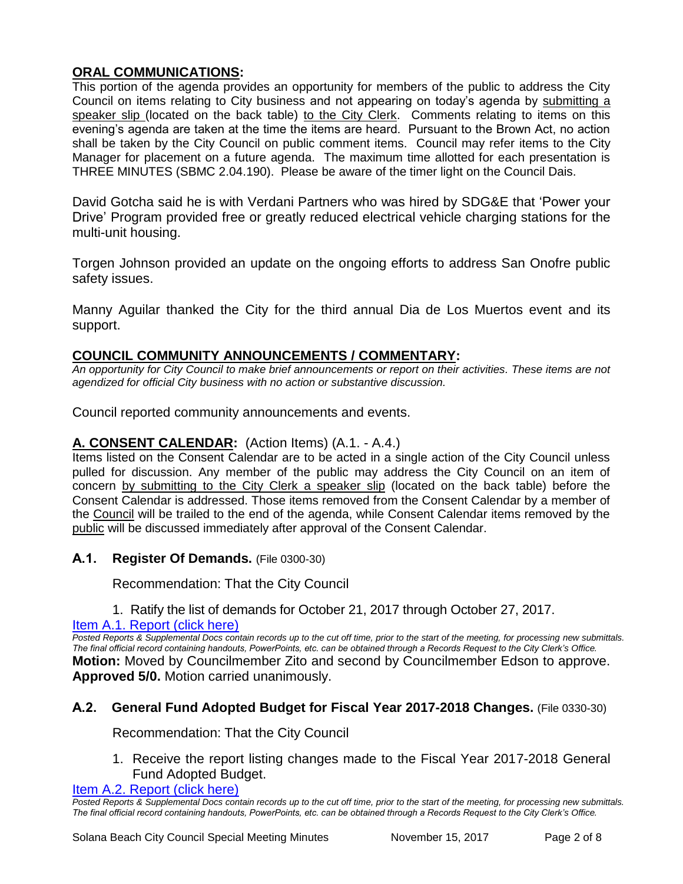## ORAL COMMUNICATIONS:

This portion of the agenda provides an opportunity for members of the public to address the City Council on items relating to City business and not appearing on today's agenda by submitting a speaker slip (located on the back table) to the City Clerk. Comments relating to items on this evening's agenda are taken at the time the items are heard. Pursuant to the Brown Act, no action shall be taken by the City Council on public comment items. Council may refer items to the City Manager for placement on a future agenda. The maximum time allotted for each presentation is THREE MINUTES (SBMC 2.04.190). Please be aware of the timer light on the Council Dais.

David Gotcha said he is with Verdani Partners who was hired by SDG&E that 'Power your Drive' Program provided free or greatly reduced electrical vehicle charging stations for the multi-unit housing.

Torgen Johnson provided an update on the ongoing efforts to address San Onofre public safety issues.

Manny Aguilar thanked the City for the third annual Dia de Los Muertos event and its support.

## COUNCIL COMMUNITY ANNOUNCEMENTS / COMMENTARY:

*An opportunity for City Council to make brief announcements or report on their activities. These items are not agendized for official City business with no action or substantive discussion.*

Council reported community announcements and events.

## A. CONSENT CALENDAR: (Action Items) (A.1. - A.4.)

Items listed on the Consent Calendar are to be acted in a single action of the City Council unless pulled for discussion. Any member of the public may address the City Council on an item of concern by submitting to the City Clerk a speaker slip (located on the back table) before the Consent Calendar is addressed. Those items removed from the Consent Calendar by a member of the Council will be trailed to the end of the agenda, while Consent Calendar items removed by the public will be discussed immediately after approval of the Consent Calendar.

### A.1. Register Of Demands. (File 0300-30)

Recommendation: That the City Council

1. Ratify the list of demands for October 21, 2017 through October 27, 2017.

Item A.1. Report (click here)

*Posted Reports & Supplemental Docs contain records up to the cut off time, prior to the start of the meeting, for processing new submittals. The final official record containing handouts, PowerPoints, etc. can be obtained through a Records Request to the City Clerk's Office.*

**Motion:** Moved by Councilmember Zito and second by Councilmember Edson to approve. **Approved 5/0.** Motion carried unanimously.

### A.2. General Fund Adopted Budget for Fiscal Year 2017-2018 Changes. (File 0330-30)

Recommendation: That the City Council

1. Receive the report listing changes made to the Fiscal Year 2017-2018 General Fund Adopted Budget.

Item A.2. Report (click here)

*Posted Reports & Supplemental Docs contain records up to the cut off time, prior to the start of the meeting, for processing new submittals. The final official record containing handouts, PowerPoints, etc. can be obtained through a Records Request to the City Clerk's Office.*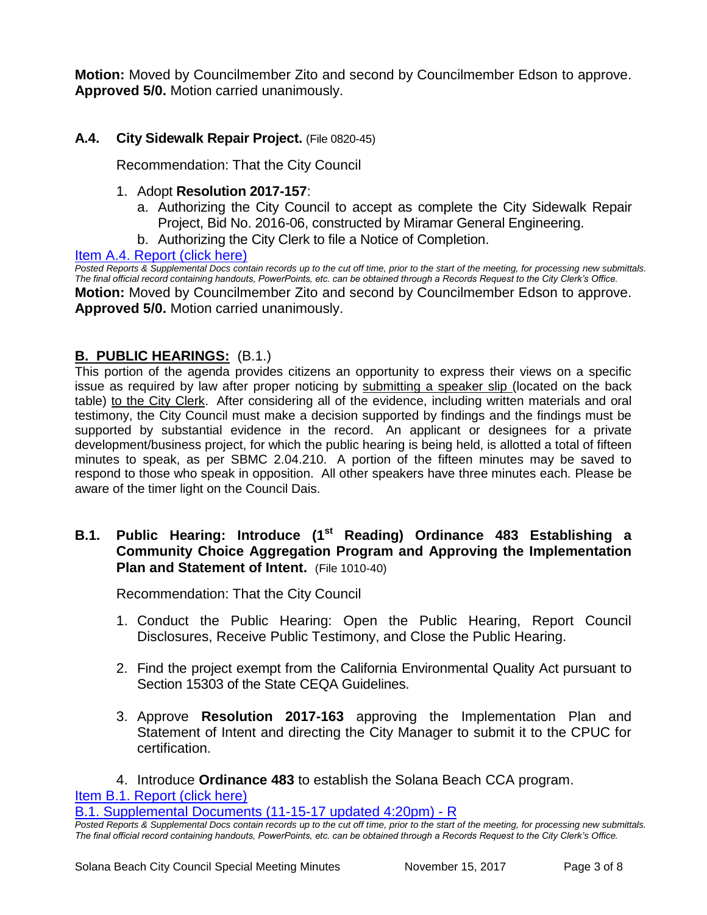**Motion:** Moved by Councilmember Zito and second by Councilmember Edson to approve. **Approved 5/0.** Motion carried unanimously.

### A.4. City Sidewalk Repair Project. (File 0820-45)

Recommendation: That the City Council

1. Adopt **Resolution 2017-157**:
   a. Authorizing the City Council to accept as complete the City Sidewalk Repair Project, Bid No. 2016-06, constructed by Miramar General Engineering.
   b. Authorizing the City Clerk to file a Notice of Completion.

Item A.4. Report (click here)

*Posted Reports & Supplemental Docs contain records up to the cut off time, prior to the start of the meeting, for processing new submittals. The final official record containing handouts, PowerPoints, etc. can be obtained through a Records Request to the City Clerk's Office.*

**Motion:** Moved by Councilmember Zito and second by Councilmember Edson to approve. **Approved 5/0.** Motion carried unanimously.

## B. PUBLIC HEARINGS: (B.1.)

This portion of the agenda provides citizens an opportunity to express their views on a specific issue as required by law after proper noticing by submitting a speaker slip (located on the back table) to the City Clerk. After considering all of the evidence, including written materials and oral testimony, the City Council must make a decision supported by findings and the findings must be supported by substantial evidence in the record. An applicant or designees for a private development/business project, for which the public hearing is being held, is allotted a total of fifteen minutes to speak, as per SBMC 2.04.210. A portion of the fifteen minutes may be saved to respond to those who speak in opposition. All other speakers have three minutes each. Please be aware of the timer light on the Council Dais.

### B.1. Public Hearing: Introduce (1st Reading) Ordinance 483 Establishing a Community Choice Aggregation Program and Approving the Implementation Plan and Statement of Intent. (File 1010-40)

Recommendation: That the City Council

1. Conduct the Public Hearing: Open the Public Hearing, Report Council Disclosures, Receive Public Testimony, and Close the Public Hearing.

2. Find the project exempt from the California Environmental Quality Act pursuant to Section 15303 of the State CEQA Guidelines.

3. Approve **Resolution 2017-163** approving the Implementation Plan and Statement of Intent and directing the City Manager to submit it to the CPUC for certification.

4. Introduce **Ordinance 483** to establish the Solana Beach CCA program.

Item B.1. Report (click here)

B.1. Supplemental Documents (11-15-17 updated 4:20pm) - R

*Posted Reports & Supplemental Docs contain records up to the cut off time, prior to the start of the meeting, for processing new submittals. The final official record containing handouts, PowerPoints, etc. can be obtained through a Records Request to the City Clerk's Office.*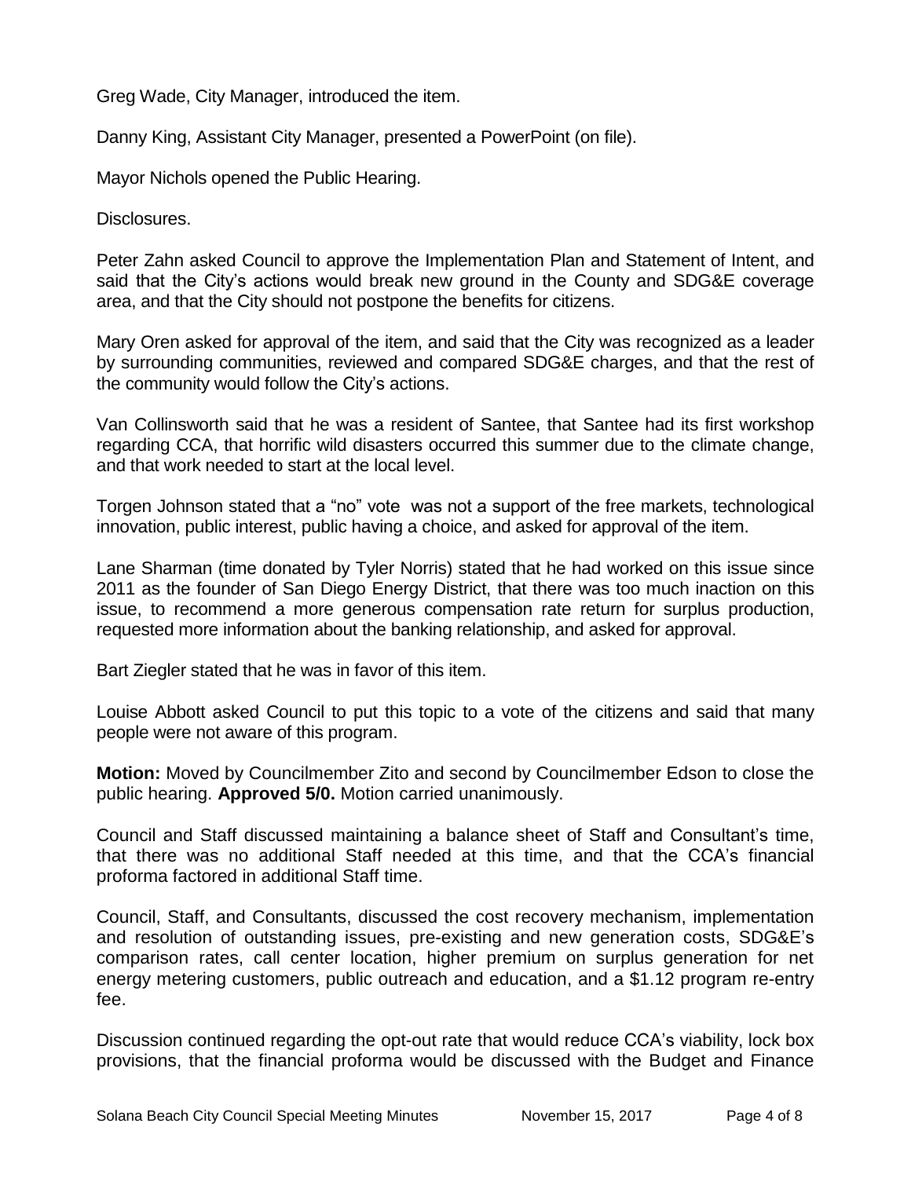Greg Wade, City Manager, introduced the item.

Danny King, Assistant City Manager, presented a PowerPoint (on file).

Mayor Nichols opened the Public Hearing.

Disclosures.

Peter Zahn asked Council to approve the Implementation Plan and Statement of Intent, and said that the City's actions would break new ground in the County and SDG&E coverage area, and that the City should not postpone the benefits for citizens.

Mary Oren asked for approval of the item, and said that the City was recognized as a leader by surrounding communities, reviewed and compared SDG&E charges, and that the rest of the community would follow the City's actions.

Van Collinsworth said that he was a resident of Santee, that Santee had its first workshop regarding CCA, that horrific wild disasters occurred this summer due to the climate change, and that work needed to start at the local level.

Torgen Johnson stated that a "no" vote was not a support of the free markets, technological innovation, public interest, public having a choice, and asked for approval of the item.

Lane Sharman (time donated by Tyler Norris) stated that he had worked on this issue since 2011 as the founder of San Diego Energy District, that there was too much inaction on this issue, to recommend a more generous compensation rate return for surplus production, requested more information about the banking relationship, and asked for approval.

Bart Ziegler stated that he was in favor of this item.

Louise Abbott asked Council to put this topic to a vote of the citizens and said that many people were not aware of this program.

**Motion:** Moved by Councilmember Zito and second by Councilmember Edson to close the public hearing. **Approved 5/0.** Motion carried unanimously.

Council and Staff discussed maintaining a balance sheet of Staff and Consultant's time, that there was no additional Staff needed at this time, and that the CCA's financial proforma factored in additional Staff time.

Council, Staff, and Consultants, discussed the cost recovery mechanism, implementation and resolution of outstanding issues, pre-existing and new generation costs, SDG&E's comparison rates, call center location, higher premium on surplus generation for net energy metering customers, public outreach and education, and a $1.12 program re-entry fee.

Discussion continued regarding the opt-out rate that would reduce CCA's viability, lock box provisions, that the financial proforma would be discussed with the Budget and Finance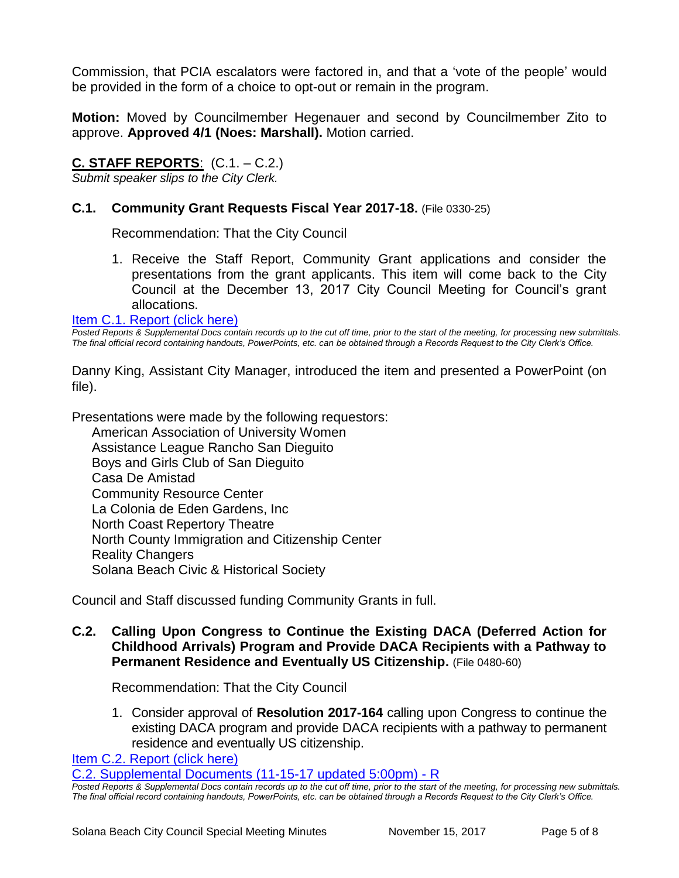Commission, that PCIA escalators were factored in, and that a 'vote of the people' would be provided in the form of a choice to opt-out or remain in the program.

**Motion:** Moved by Councilmember Hegenauer and second by Councilmember Zito to approve. **Approved 4/1 (Noes: Marshall).** Motion carried.

## C. STAFF REPORTS: (C.1. – C.2.)

*Submit speaker slips to the City Clerk.*

### C.1. Community Grant Requests Fiscal Year 2017-18. (File 0330-25)

Recommendation: That the City Council

1. Receive the Staff Report, Community Grant applications and consider the presentations from the grant applicants. This item will come back to the City Council at the December 13, 2017 City Council Meeting for Council's grant allocations.

Item C.1. Report (click here)

*Posted Reports & Supplemental Docs contain records up to the cut off time, prior to the start of the meeting, for processing new submittals. The final official record containing handouts, PowerPoints, etc. can be obtained through a Records Request to the City Clerk's Office.*

Danny King, Assistant City Manager, introduced the item and presented a PowerPoint (on file).

Presentations were made by the following requestors:

American Association of University Women
Assistance League Rancho San Dieguito
Boys and Girls Club of San Dieguito
Casa De Amistad
Community Resource Center
La Colonia de Eden Gardens, Inc
North Coast Repertory Theatre
North County Immigration and Citizenship Center
Reality Changers
Solana Beach Civic & Historical Society

Council and Staff discussed funding Community Grants in full.

### C.2. Calling Upon Congress to Continue the Existing DACA (Deferred Action for Childhood Arrivals) Program and Provide DACA Recipients with a Pathway to Permanent Residence and Eventually US Citizenship. (File 0480-60)

Recommendation: That the City Council

1. Consider approval of **Resolution 2017-164** calling upon Congress to continue the existing DACA program and provide DACA recipients with a pathway to permanent residence and eventually US citizenship.

Item C.2. Report (click here)

C.2. Supplemental Documents (11-15-17 updated 5:00pm) - R

*Posted Reports & Supplemental Docs contain records up to the cut off time, prior to the start of the meeting, for processing new submittals. The final official record containing handouts, PowerPoints, etc. can be obtained through a Records Request to the City Clerk's Office.*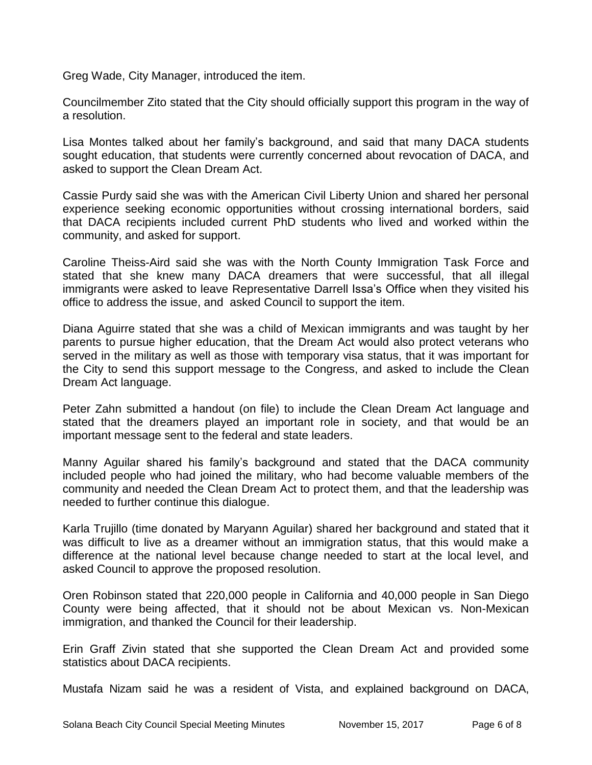Greg Wade, City Manager, introduced the item.

Councilmember Zito stated that the City should officially support this program in the way of a resolution.

Lisa Montes talked about her family's background, and said that many DACA students sought education, that students were currently concerned about revocation of DACA, and asked to support the Clean Dream Act.

Cassie Purdy said she was with the American Civil Liberty Union and shared her personal experience seeking economic opportunities without crossing international borders, said that DACA recipients included current PhD students who lived and worked within the community, and asked for support.

Caroline Theiss-Aird said she was with the North County Immigration Task Force and stated that she knew many DACA dreamers that were successful, that all illegal immigrants were asked to leave Representative Darrell Issa's Office when they visited his office to address the issue, and asked Council to support the item.

Diana Aguirre stated that she was a child of Mexican immigrants and was taught by her parents to pursue higher education, that the Dream Act would also protect veterans who served in the military as well as those with temporary visa status, that it was important for the City to send this support message to the Congress, and asked to include the Clean Dream Act language.

Peter Zahn submitted a handout (on file) to include the Clean Dream Act language and stated that the dreamers played an important role in society, and that would be an important message sent to the federal and state leaders.

Manny Aguilar shared his family's background and stated that the DACA community included people who had joined the military, who had become valuable members of the community and needed the Clean Dream Act to protect them, and that the leadership was needed to further continue this dialogue.

Karla Trujillo (time donated by Maryann Aguilar) shared her background and stated that it was difficult to live as a dreamer without an immigration status, that this would make a difference at the national level because change needed to start at the local level, and asked Council to approve the proposed resolution.

Oren Robinson stated that 220,000 people in California and 40,000 people in San Diego County were being affected, that it should not be about Mexican vs. Non-Mexican immigration, and thanked the Council for their leadership.

Erin Graff Zivin stated that she supported the Clean Dream Act and provided some statistics about DACA recipients.

Mustafa Nizam said he was a resident of Vista, and explained background on DACA,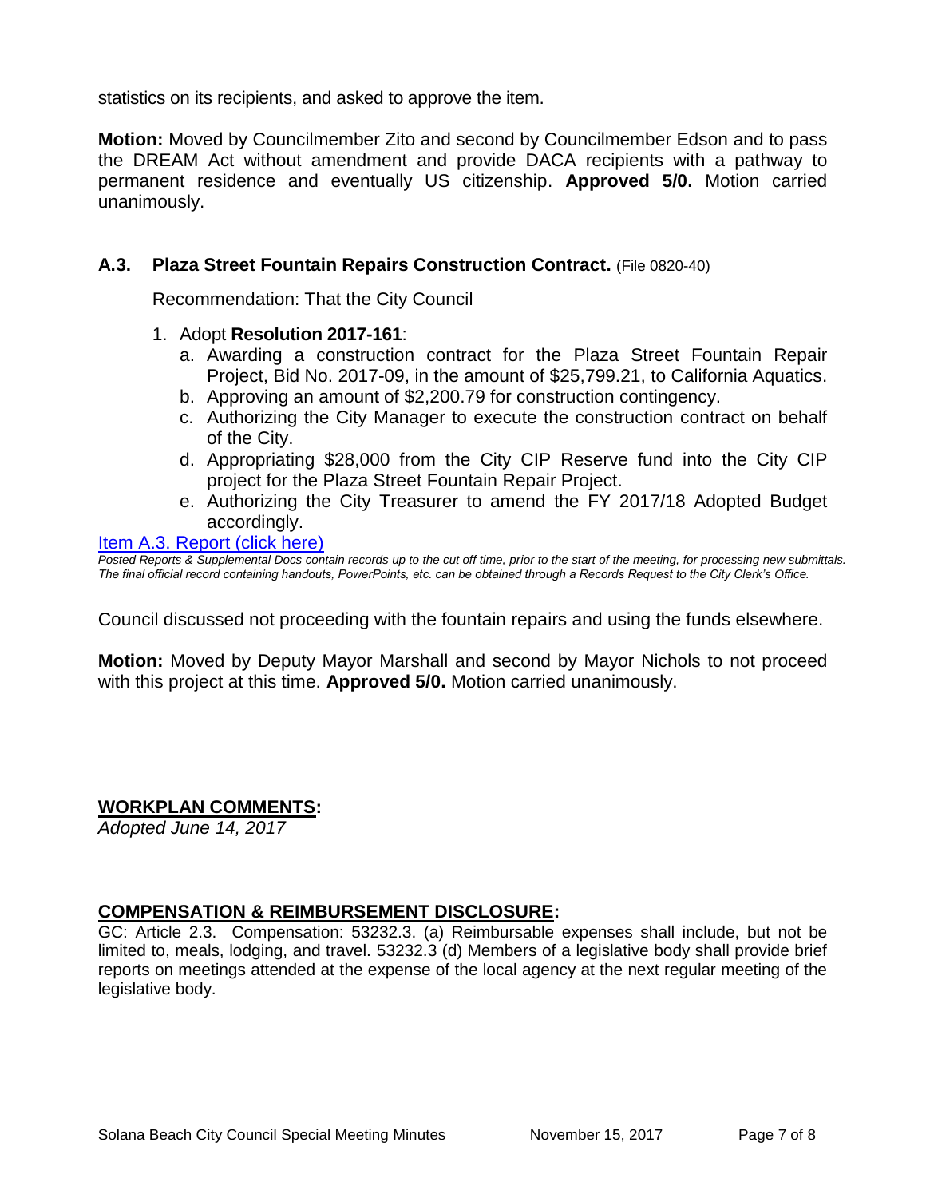statistics on its recipients, and asked to approve the item.

**Motion:** Moved by Councilmember Zito and second by Councilmember Edson and to pass the DREAM Act without amendment and provide DACA recipients with a pathway to permanent residence and eventually US citizenship. **Approved 5/0.** Motion carried unanimously.

### A.3. Plaza Street Fountain Repairs Construction Contract. (File 0820-40)

Recommendation: That the City Council

1. Adopt **Resolution 2017-161**:
   a. Awarding a construction contract for the Plaza Street Fountain Repair Project, Bid No. 2017-09, in the amount of $25,799.21, to California Aquatics.
   b. Approving an amount of $2,200.79 for construction contingency.
   c. Authorizing the City Manager to execute the construction contract on behalf of the City.
   d. Appropriating $28,000 from the City CIP Reserve fund into the City CIP project for the Plaza Street Fountain Repair Project.
   e. Authorizing the City Treasurer to amend the FY 2017/18 Adopted Budget accordingly.

Item A.3. Report (click here)

*Posted Reports & Supplemental Docs contain records up to the cut off time, prior to the start of the meeting, for processing new submittals. The final official record containing handouts, PowerPoints, etc. can be obtained through a Records Request to the City Clerk's Office.*

Council discussed not proceeding with the fountain repairs and using the funds elsewhere.

**Motion:** Moved by Deputy Mayor Marshall and second by Mayor Nichols to not proceed with this project at this time. **Approved 5/0.** Motion carried unanimously.

## WORKPLAN COMMENTS:

*Adopted June 14, 2017*

## COMPENSATION & REIMBURSEMENT DISCLOSURE:

GC: Article 2.3. Compensation: 53232.3. (a) Reimbursable expenses shall include, but not be limited to, meals, lodging, and travel. 53232.3 (d) Members of a legislative body shall provide brief reports on meetings attended at the expense of the local agency at the next regular meeting of the legislative body.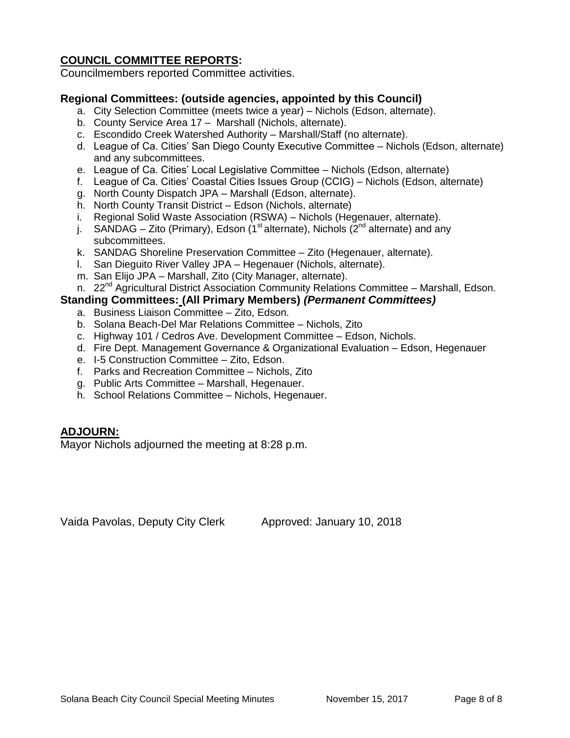## COUNCIL COMMITTEE REPORTS:

Councilmembers reported Committee activities.

### Regional Committees: (outside agencies, appointed by this Council)

a. City Selection Committee (meets twice a year) – Nichols (Edson, alternate).
b. County Service Area 17 – Marshall (Nichols, alternate).
c. Escondido Creek Watershed Authority – Marshall/Staff (no alternate).
d. League of Ca. Cities' San Diego County Executive Committee – Nichols (Edson, alternate) and any subcommittees.
e. League of Ca. Cities' Local Legislative Committee – Nichols (Edson, alternate)
f. League of Ca. Cities' Coastal Cities Issues Group (CCIG) – Nichols (Edson, alternate)
g. North County Dispatch JPA – Marshall (Edson, alternate).
h. North County Transit District – Edson (Nichols, alternate)
i. Regional Solid Waste Association (RSWA) – Nichols (Hegenauer, alternate).
j. SANDAG – Zito (Primary), Edson (1st alternate), Nichols (2nd alternate) and any subcommittees.
k. SANDAG Shoreline Preservation Committee – Zito (Hegenauer, alternate).
l. San Dieguito River Valley JPA – Hegenauer (Nichols, alternate).
m. San Elijo JPA – Marshall, Zito (City Manager, alternate).
n. 22nd Agricultural District Association Community Relations Committee – Marshall, Edson.

### Standing Committees: (All Primary Members) *(Permanent Committees)*

a. Business Liaison Committee – Zito, Edson.
b. Solana Beach-Del Mar Relations Committee – Nichols, Zito
c. Highway 101 / Cedros Ave. Development Committee – Edson, Nichols.
d. Fire Dept. Management Governance & Organizational Evaluation – Edson, Hegenauer
e. I-5 Construction Committee – Zito, Edson.
f. Parks and Recreation Committee – Nichols, Zito
g. Public Arts Committee – Marshall, Hegenauer.
h. School Relations Committee – Nichols, Hegenauer.

## ADJOURN:

Mayor Nichols adjourned the meeting at 8:28 p.m.

Vaida Pavolas, Deputy City Clerk Approved: January 10, 2018